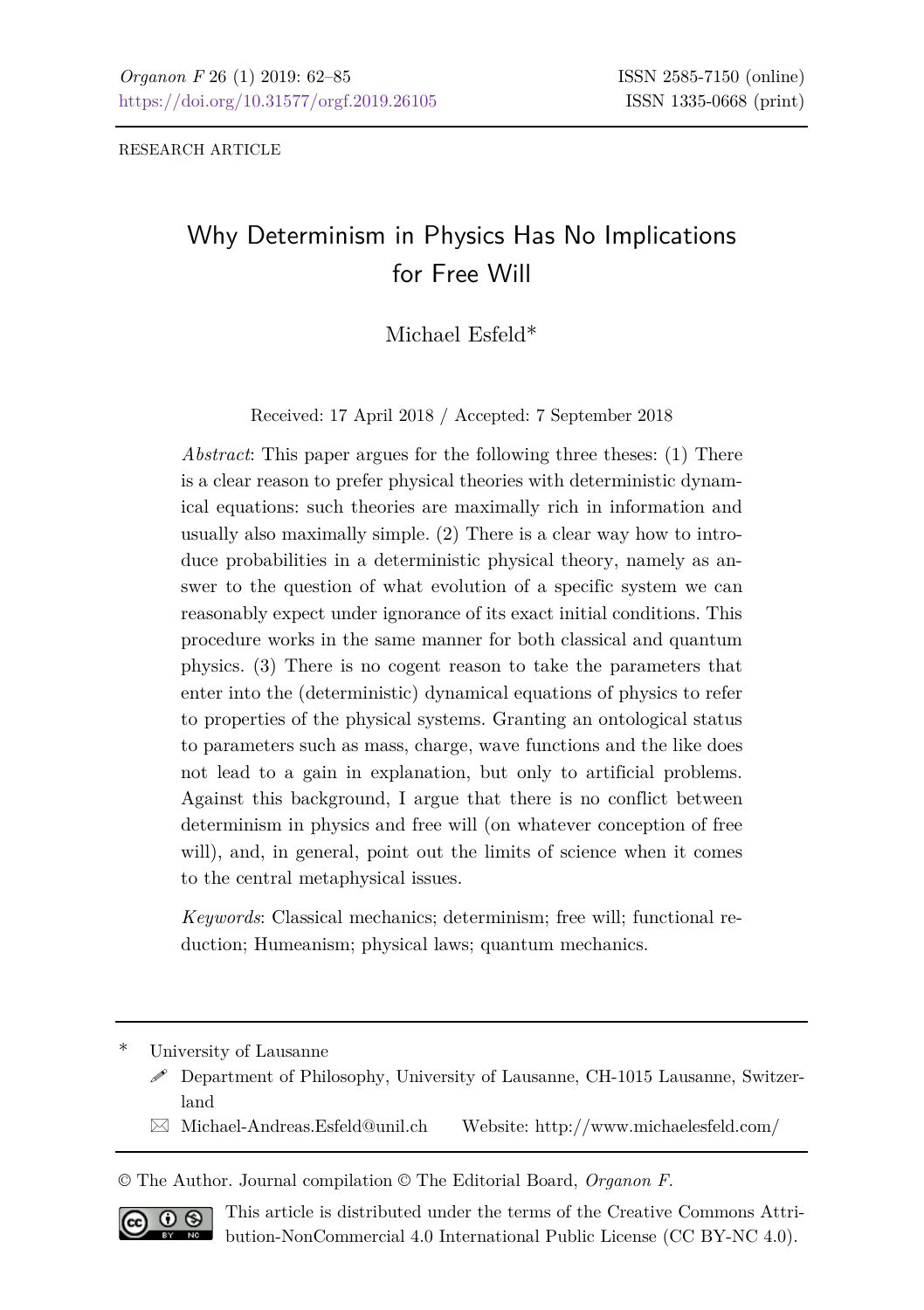RESEARCH ARTICLE

# Why Determinism in Physics Has No Implications for Free Will

Michael Esfeld*

Received: 17 April 2018 / Accepted: 7 September 2018

*Abstract*: This paper argues for the following three theses: (1) There is a clear reason to prefer physical theories with deterministic dynamical equations: such theories are maximally rich in information and usually also maximally simple. (2) There is a clear way how to introduce probabilities in a deterministic physical theory, namely as answer to the question of what evolution of a specific system we can reasonably expect under ignorance of its exact initial conditions. This procedure works in the same manner for both classical and quantum physics. (3) There is no cogent reason to take the parameters that enter into the (deterministic) dynamical equations of physics to refer to properties of the physical systems. Granting an ontological status to parameters such as mass, charge, wave functions and the like does not lead to a gain in explanation, but only to artificial problems. Against this background, I argue that there is no conflict between determinism in physics and free will (on whatever conception of free will), and, in general, point out the limits of science when it comes to the central metaphysical issues.

*Keywords*: Classical mechanics; determinism; free will; functional reduction; Humeanism; physical laws; quantum mechanics.

---

\* University of Lausanne

Department of Philosophy, University of Lausanne, CH-1015 Lausanne, Switzerland

Michael-Andreas.Esfeld@unil.ch    Website: http://www.michaelesfeld.com/

---

© The Author. Journal compilation © The Editorial Board, *Organon F*.

This article is distributed under the terms of the Creative Commons Attribution-NonCommercial 4.0 International Public License (CC BY-NC 4.0).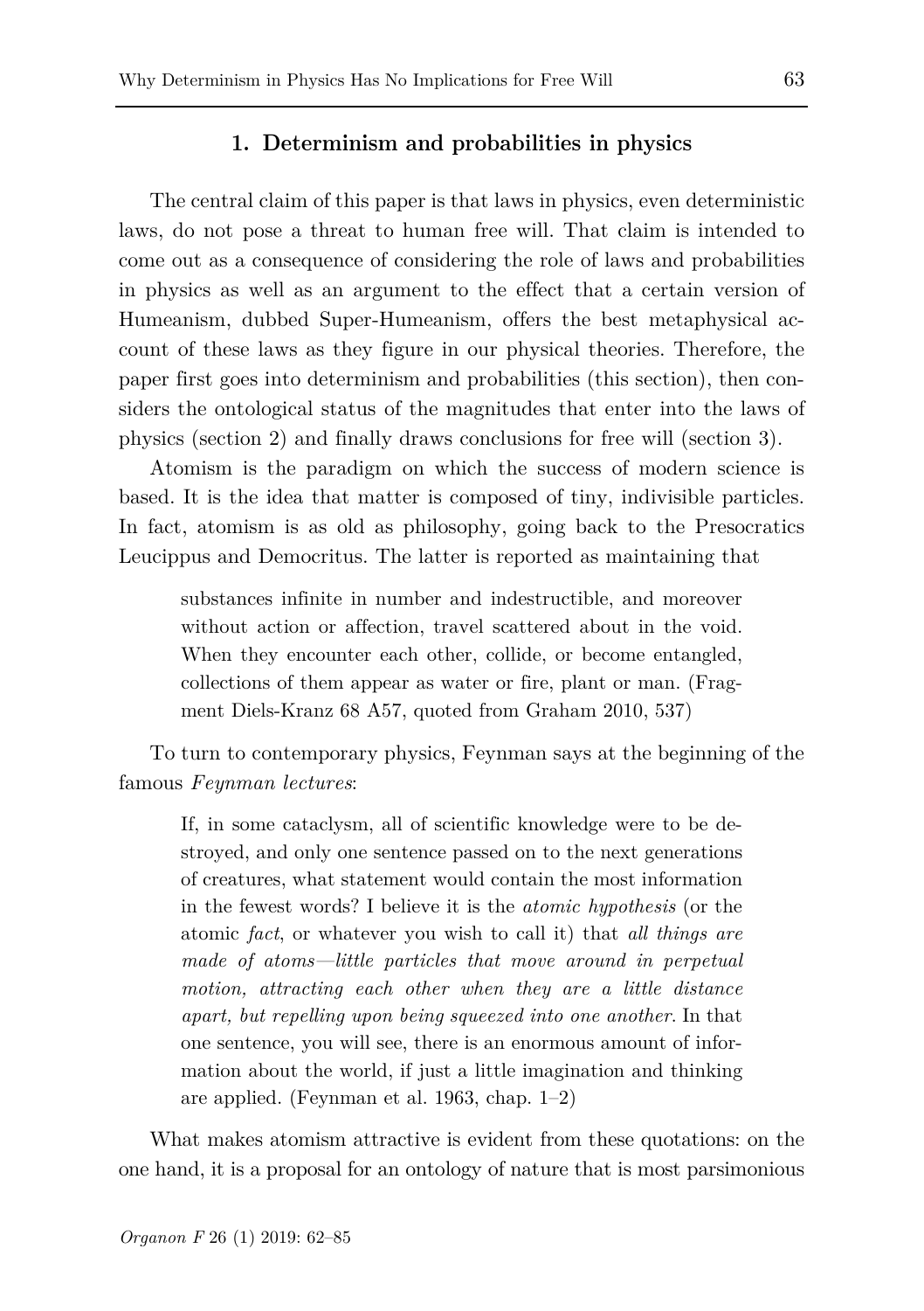## 1. Determinism and probabilities in physics

The central claim of this paper is that laws in physics, even deterministic laws, do not pose a threat to human free will. That claim is intended to come out as a consequence of considering the role of laws and probabilities in physics as well as an argument to the effect that a certain version of Humeanism, dubbed Super-Humeanism, offers the best metaphysical account of these laws as they figure in our physical theories. Therefore, the paper first goes into determinism and probabilities (this section), then considers the ontological status of the magnitudes that enter into the laws of physics (section 2) and finally draws conclusions for free will (section 3).

Atomism is the paradigm on which the success of modern science is based. It is the idea that matter is composed of tiny, indivisible particles. In fact, atomism is as old as philosophy, going back to the Presocratics Leucippus and Democritus. The latter is reported as maintaining that

> substances infinite in number and indestructible, and moreover without action or affection, travel scattered about in the void. When they encounter each other, collide, or become entangled, collections of them appear as water or fire, plant or man. (Fragment Diels-Kranz 68 A57, quoted from Graham 2010, 537)

To turn to contemporary physics, Feynman says at the beginning of the famous *Feynman lectures*:

> If, in some cataclysm, all of scientific knowledge were to be destroyed, and only one sentence passed on to the next generations of creatures, what statement would contain the most information in the fewest words? I believe it is the *atomic hypothesis* (or the atomic *fact*, or whatever you wish to call it) that *all things are made of atoms—little particles that move around in perpetual motion, attracting each other when they are a little distance apart, but repelling upon being squeezed into one another*. In that one sentence, you will see, there is an enormous amount of information about the world, if just a little imagination and thinking are applied. (Feynman et al. 1963, chap. 1–2)

What makes atomism attractive is evident from these quotations: on the one hand, it is a proposal for an ontology of nature that is most parsimonious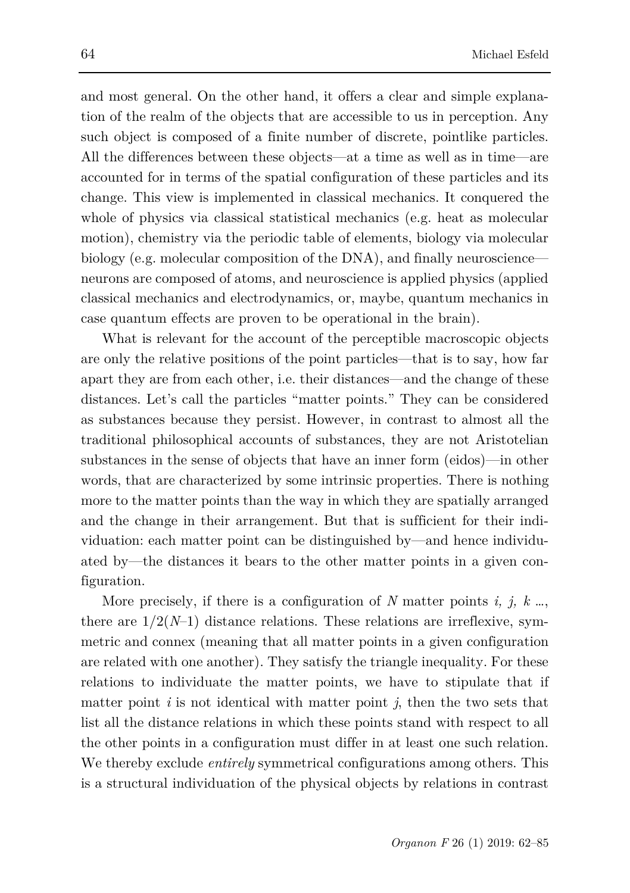and most general. On the other hand, it offers a clear and simple explanation of the realm of the objects that are accessible to us in perception. Any such object is composed of a finite number of discrete, pointlike particles. All the differences between these objects—at a time as well as in time—are accounted for in terms of the spatial configuration of these particles and its change. This view is implemented in classical mechanics. It conquered the whole of physics via classical statistical mechanics (e.g. heat as molecular motion), chemistry via the periodic table of elements, biology via molecular biology (e.g. molecular composition of the DNA), and finally neuroscience—neurons are composed of atoms, and neuroscience is applied physics (applied classical mechanics and electrodynamics, or, maybe, quantum mechanics in case quantum effects are proven to be operational in the brain).

What is relevant for the account of the perceptible macroscopic objects are only the relative positions of the point particles—that is to say, how far apart they are from each other, i.e. their distances—and the change of these distances. Let's call the particles "matter points." They can be considered as substances because they persist. However, in contrast to almost all the traditional philosophical accounts of substances, they are not Aristotelian substances in the sense of objects that have an inner form (eidos)—in other words, that are characterized by some intrinsic properties. There is nothing more to the matter points than the way in which they are spatially arranged and the change in their arrangement. But that is sufficient for their individuation: each matter point can be distinguished by—and hence individuated by—the distances it bears to the other matter points in a given configuration.

More precisely, if there is a configuration of $N$ matter points $i, j, k$ ..., there are $1/2(N–1)$ distance relations. These relations are irreflexive, symmetric and connex (meaning that all matter points in a given configuration are related with one another). They satisfy the triangle inequality. For these relations to individuate the matter points, we have to stipulate that if matter point $i$ is not identical with matter point $j$, then the two sets that list all the distance relations in which these points stand with respect to all the other points in a configuration must differ in at least one such relation. We thereby exclude *entirely* symmetrical configurations among others. This is a structural individuation of the physical objects by relations in contrast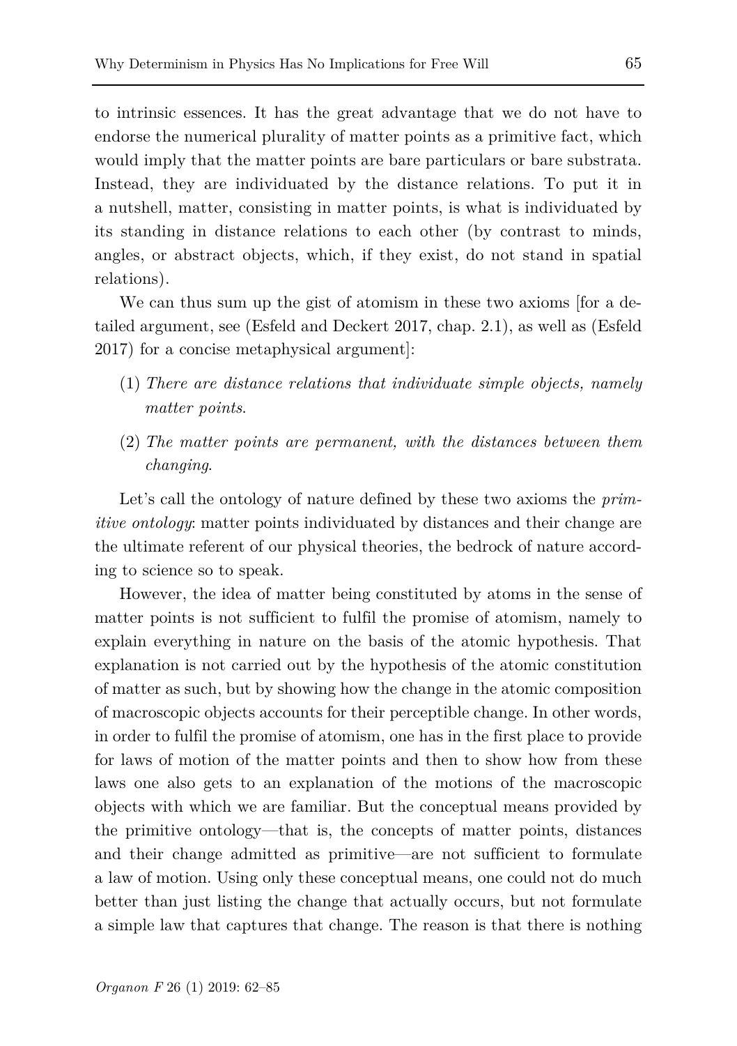to intrinsic essences. It has the great advantage that we do not have to endorse the numerical plurality of matter points as a primitive fact, which would imply that the matter points are bare particulars or bare substrata. Instead, they are individuated by the distance relations. To put it in a nutshell, matter, consisting in matter points, is what is individuated by its standing in distance relations to each other (by contrast to minds, angles, or abstract objects, which, if they exist, do not stand in spatial relations).

We can thus sum up the gist of atomism in these two axioms [for a detailed argument, see (Esfeld and Deckert 2017, chap. 2.1), as well as (Esfeld 2017) for a concise metaphysical argument]:

(1) *There are distance relations that individuate simple objects, namely matter points.*

(2) *The matter points are permanent, with the distances between them changing.*

Let's call the ontology of nature defined by these two axioms the *primitive ontology*: matter points individuated by distances and their change are the ultimate referent of our physical theories, the bedrock of nature according to science so to speak.

However, the idea of matter being constituted by atoms in the sense of matter points is not sufficient to fulfil the promise of atomism, namely to explain everything in nature on the basis of the atomic hypothesis. That explanation is not carried out by the hypothesis of the atomic constitution of matter as such, but by showing how the change in the atomic composition of macroscopic objects accounts for their perceptible change. In other words, in order to fulfil the promise of atomism, one has in the first place to provide for laws of motion of the matter points and then to show how from these laws one also gets to an explanation of the motions of the macroscopic objects with which we are familiar. But the conceptual means provided by the primitive ontology—that is, the concepts of matter points, distances and their change admitted as primitive—are not sufficient to formulate a law of motion. Using only these conceptual means, one could not do much better than just listing the change that actually occurs, but not formulate a simple law that captures that change. The reason is that there is nothing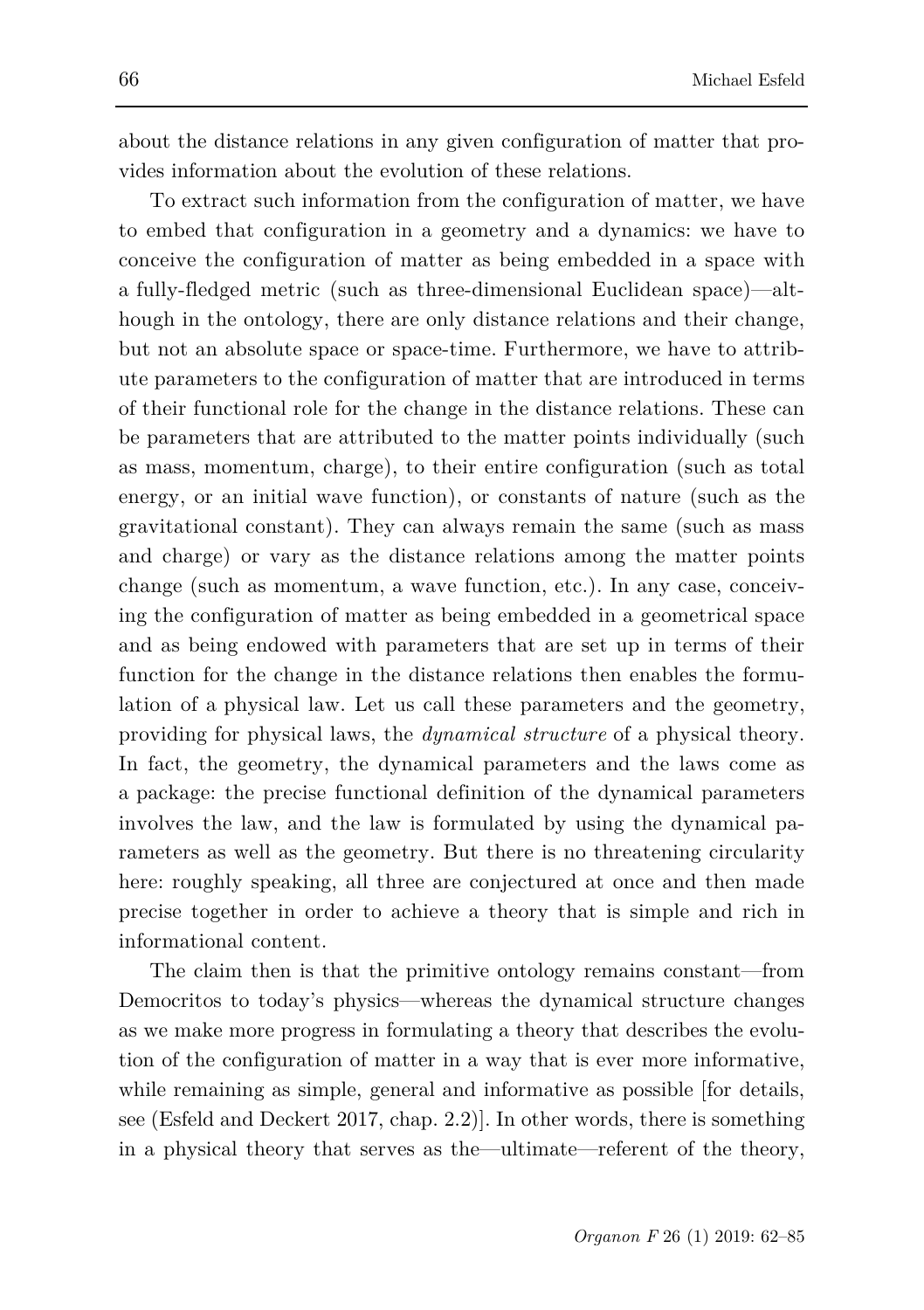about the distance relations in any given configuration of matter that provides information about the evolution of these relations.

To extract such information from the configuration of matter, we have to embed that configuration in a geometry and a dynamics: we have to conceive the configuration of matter as being embedded in a space with a fully-fledged metric (such as three-dimensional Euclidean space)—although in the ontology, there are only distance relations and their change, but not an absolute space or space-time. Furthermore, we have to attribute parameters to the configuration of matter that are introduced in terms of their functional role for the change in the distance relations. These can be parameters that are attributed to the matter points individually (such as mass, momentum, charge), to their entire configuration (such as total energy, or an initial wave function), or constants of nature (such as the gravitational constant). They can always remain the same (such as mass and charge) or vary as the distance relations among the matter points change (such as momentum, a wave function, etc.). In any case, conceiving the configuration of matter as being embedded in a geometrical space and as being endowed with parameters that are set up in terms of their function for the change in the distance relations then enables the formulation of a physical law. Let us call these parameters and the geometry, providing for physical laws, the *dynamical structure* of a physical theory. In fact, the geometry, the dynamical parameters and the laws come as a package: the precise functional definition of the dynamical parameters involves the law, and the law is formulated by using the dynamical parameters as well as the geometry. But there is no threatening circularity here: roughly speaking, all three are conjectured at once and then made precise together in order to achieve a theory that is simple and rich in informational content.

The claim then is that the primitive ontology remains constant—from Democritos to today's physics—whereas the dynamical structure changes as we make more progress in formulating a theory that describes the evolution of the configuration of matter in a way that is ever more informative, while remaining as simple, general and informative as possible [for details, see (Esfeld and Deckert 2017, chap. 2.2)]. In other words, there is something in a physical theory that serves as the—ultimate—referent of the theory,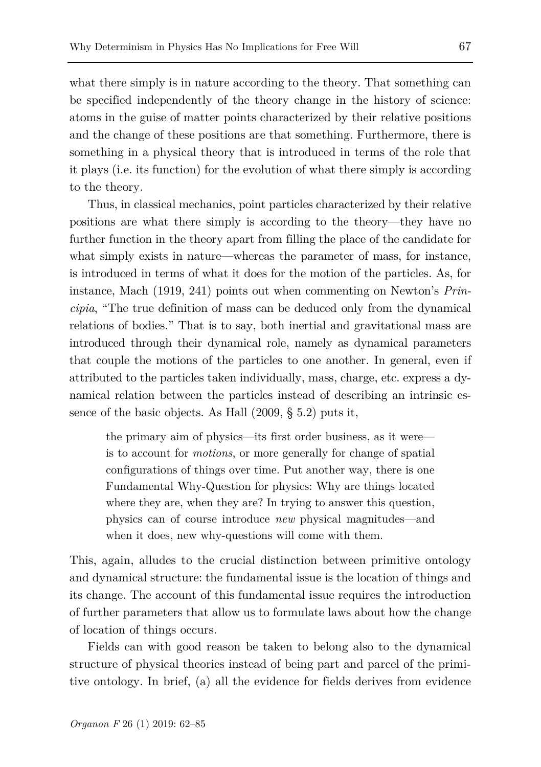what there simply is in nature according to the theory. That something can be specified independently of the theory change in the history of science: atoms in the guise of matter points characterized by their relative positions and the change of these positions are that something. Furthermore, there is something in a physical theory that is introduced in terms of the role that it plays (i.e. its function) for the evolution of what there simply is according to the theory.

Thus, in classical mechanics, point particles characterized by their relative positions are what there simply is according to the theory—they have no further function in the theory apart from filling the place of the candidate for what simply exists in nature—whereas the parameter of mass, for instance, is introduced in terms of what it does for the motion of the particles. As, for instance, Mach (1919, 241) points out when commenting on Newton's *Principia*, "The true definition of mass can be deduced only from the dynamical relations of bodies." That is to say, both inertial and gravitational mass are introduced through their dynamical role, namely as dynamical parameters that couple the motions of the particles to one another. In general, even if attributed to the particles taken individually, mass, charge, etc. express a dynamical relation between the particles instead of describing an intrinsic essence of the basic objects. As Hall (2009, § 5.2) puts it,

> the primary aim of physics—its first order business, as it were—is to account for *motions*, or more generally for change of spatial configurations of things over time. Put another way, there is one Fundamental Why-Question for physics: Why are things located where they are, when they are? In trying to answer this question, physics can of course introduce *new* physical magnitudes—and when it does, new why-questions will come with them.

This, again, alludes to the crucial distinction between primitive ontology and dynamical structure: the fundamental issue is the location of things and its change. The account of this fundamental issue requires the introduction of further parameters that allow us to formulate laws about how the change of location of things occurs.

Fields can with good reason be taken to belong also to the dynamical structure of physical theories instead of being part and parcel of the primitive ontology. In brief, (a) all the evidence for fields derives from evidence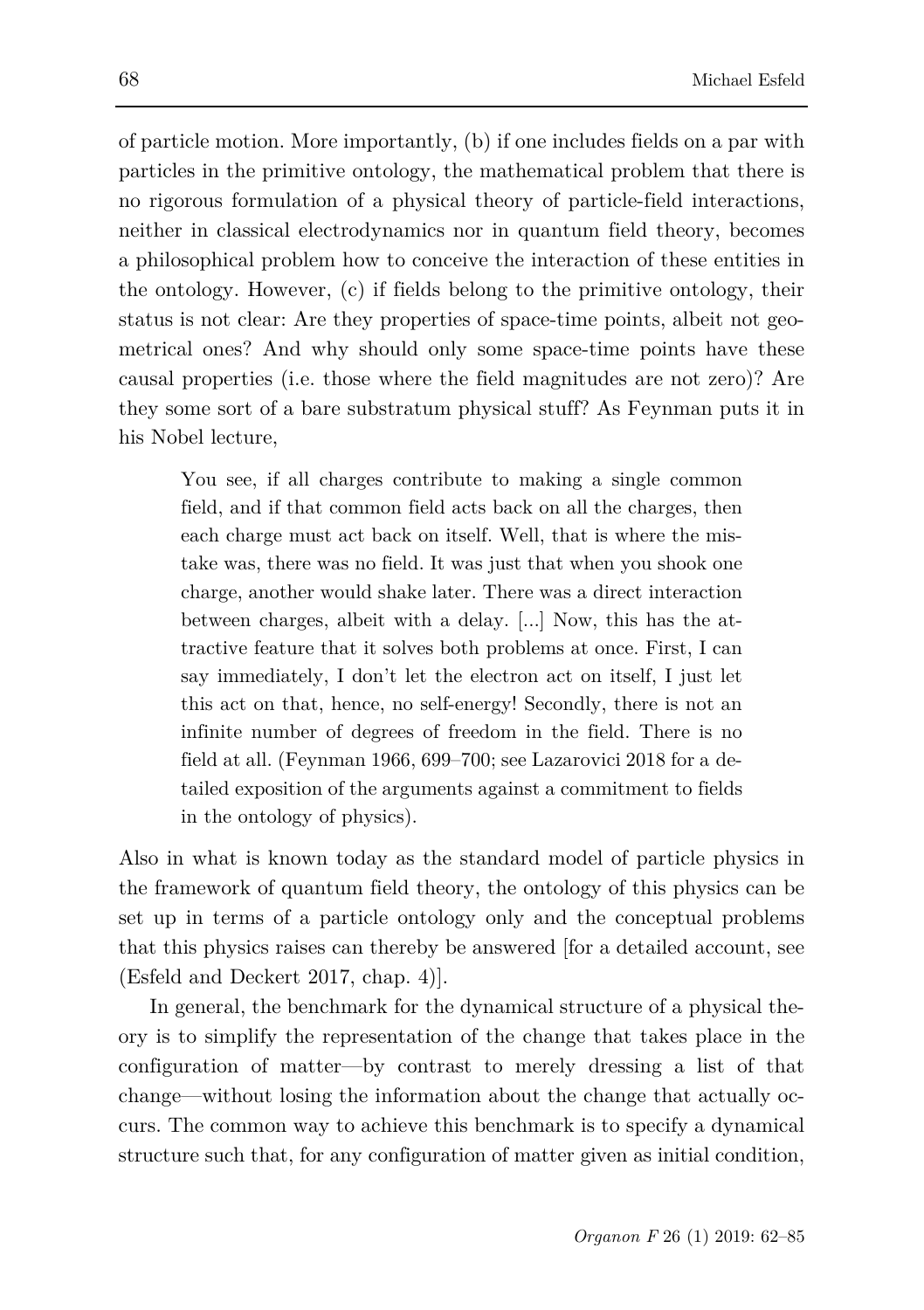of particle motion. More importantly, (b) if one includes fields on a par with particles in the primitive ontology, the mathematical problem that there is no rigorous formulation of a physical theory of particle-field interactions, neither in classical electrodynamics nor in quantum field theory, becomes a philosophical problem how to conceive the interaction of these entities in the ontology. However, (c) if fields belong to the primitive ontology, their status is not clear: Are they properties of space-time points, albeit not geometrical ones? And why should only some space-time points have these causal properties (i.e. those where the field magnitudes are not zero)? Are they some sort of a bare substratum physical stuff? As Feynman puts it in his Nobel lecture,

> You see, if all charges contribute to making a single common field, and if that common field acts back on all the charges, then each charge must act back on itself. Well, that is where the mistake was, there was no field. It was just that when you shook one charge, another would shake later. There was a direct interaction between charges, albeit with a delay. [...] Now, this has the attractive feature that it solves both problems at once. First, I can say immediately, I don't let the electron act on itself, I just let this act on that, hence, no self-energy! Secondly, there is not an infinite number of degrees of freedom in the field. There is no field at all. (Feynman 1966, 699–700; see Lazarovici 2018 for a detailed exposition of the arguments against a commitment to fields in the ontology of physics).

Also in what is known today as the standard model of particle physics in the framework of quantum field theory, the ontology of this physics can be set up in terms of a particle ontology only and the conceptual problems that this physics raises can thereby be answered [for a detailed account, see (Esfeld and Deckert 2017, chap. 4)].

In general, the benchmark for the dynamical structure of a physical theory is to simplify the representation of the change that takes place in the configuration of matter—by contrast to merely dressing a list of that change—without losing the information about the change that actually occurs. The common way to achieve this benchmark is to specify a dynamical structure such that, for any configuration of matter given as initial condition,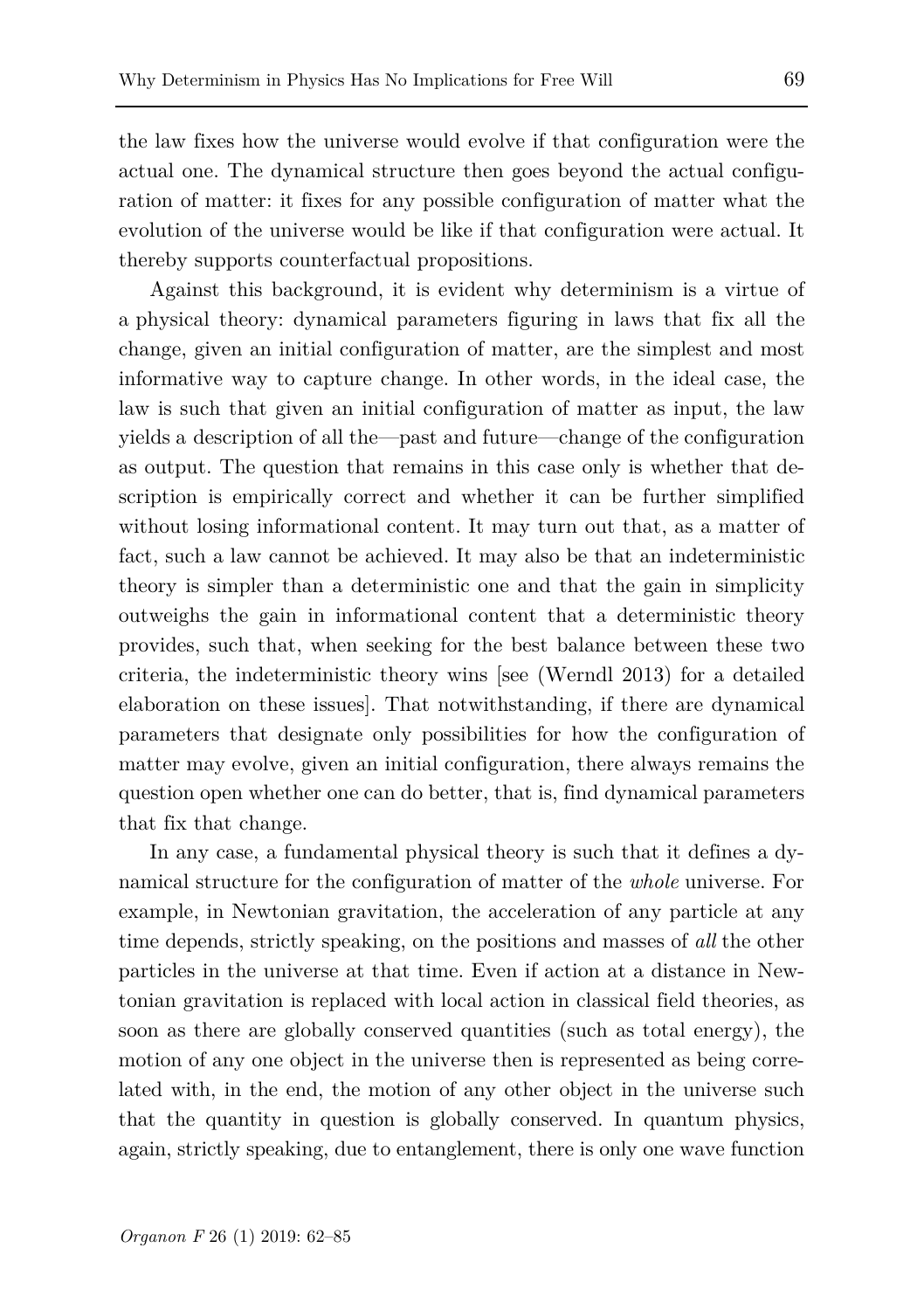the law fixes how the universe would evolve if that configuration were the actual one. The dynamical structure then goes beyond the actual configuration of matter: it fixes for any possible configuration of matter what the evolution of the universe would be like if that configuration were actual. It thereby supports counterfactual propositions.

Against this background, it is evident why determinism is a virtue of a physical theory: dynamical parameters figuring in laws that fix all the change, given an initial configuration of matter, are the simplest and most informative way to capture change. In other words, in the ideal case, the law is such that given an initial configuration of matter as input, the law yields a description of all the—past and future—change of the configuration as output. The question that remains in this case only is whether that description is empirically correct and whether it can be further simplified without losing informational content. It may turn out that, as a matter of fact, such a law cannot be achieved. It may also be that an indeterministic theory is simpler than a deterministic one and that the gain in simplicity outweighs the gain in informational content that a deterministic theory provides, such that, when seeking for the best balance between these two criteria, the indeterministic theory wins [see (Werndl 2013) for a detailed elaboration on these issues]. That notwithstanding, if there are dynamical parameters that designate only possibilities for how the configuration of matter may evolve, given an initial configuration, there always remains the question open whether one can do better, that is, find dynamical parameters that fix that change.

In any case, a fundamental physical theory is such that it defines a dynamical structure for the configuration of matter of the *whole* universe. For example, in Newtonian gravitation, the acceleration of any particle at any time depends, strictly speaking, on the positions and masses of *all* the other particles in the universe at that time. Even if action at a distance in Newtonian gravitation is replaced with local action in classical field theories, as soon as there are globally conserved quantities (such as total energy), the motion of any one object in the universe then is represented as being correlated with, in the end, the motion of any other object in the universe such that the quantity in question is globally conserved. In quantum physics, again, strictly speaking, due to entanglement, there is only one wave function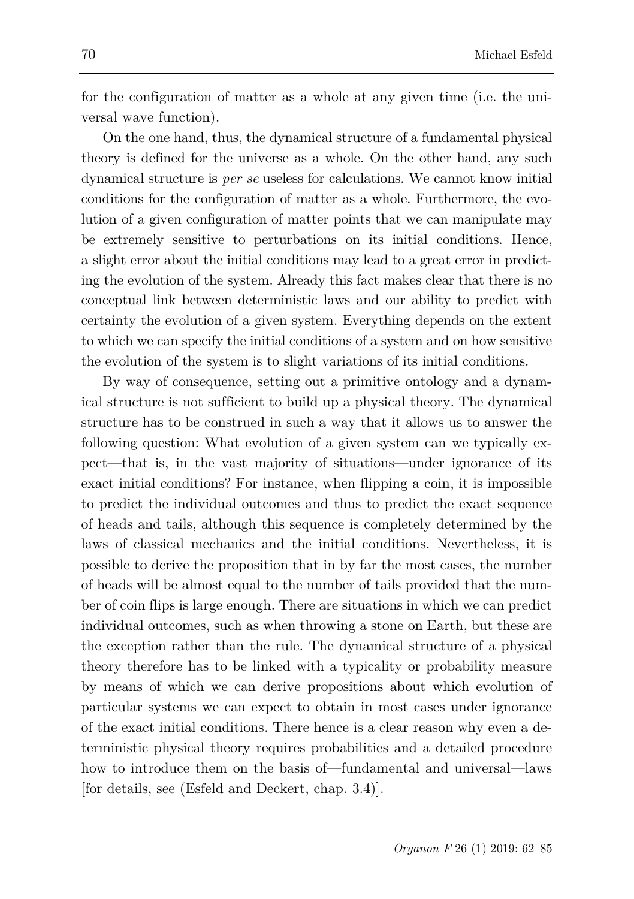for the configuration of matter as a whole at any given time (i.e. the universal wave function).

On the one hand, thus, the dynamical structure of a fundamental physical theory is defined for the universe as a whole. On the other hand, any such dynamical structure is *per se* useless for calculations. We cannot know initial conditions for the configuration of matter as a whole. Furthermore, the evolution of a given configuration of matter points that we can manipulate may be extremely sensitive to perturbations on its initial conditions. Hence, a slight error about the initial conditions may lead to a great error in predicting the evolution of the system. Already this fact makes clear that there is no conceptual link between deterministic laws and our ability to predict with certainty the evolution of a given system. Everything depends on the extent to which we can specify the initial conditions of a system and on how sensitive the evolution of the system is to slight variations of its initial conditions.

By way of consequence, setting out a primitive ontology and a dynamical structure is not sufficient to build up a physical theory. The dynamical structure has to be construed in such a way that it allows us to answer the following question: What evolution of a given system can we typically expect—that is, in the vast majority of situations—under ignorance of its exact initial conditions? For instance, when flipping a coin, it is impossible to predict the individual outcomes and thus to predict the exact sequence of heads and tails, although this sequence is completely determined by the laws of classical mechanics and the initial conditions. Nevertheless, it is possible to derive the proposition that in by far the most cases, the number of heads will be almost equal to the number of tails provided that the number of coin flips is large enough. There are situations in which we can predict individual outcomes, such as when throwing a stone on Earth, but these are the exception rather than the rule. The dynamical structure of a physical theory therefore has to be linked with a typicality or probability measure by means of which we can derive propositions about which evolution of particular systems we can expect to obtain in most cases under ignorance of the exact initial conditions. There hence is a clear reason why even a deterministic physical theory requires probabilities and a detailed procedure how to introduce them on the basis of—fundamental and universal—laws [for details, see (Esfeld and Deckert, chap. 3.4)].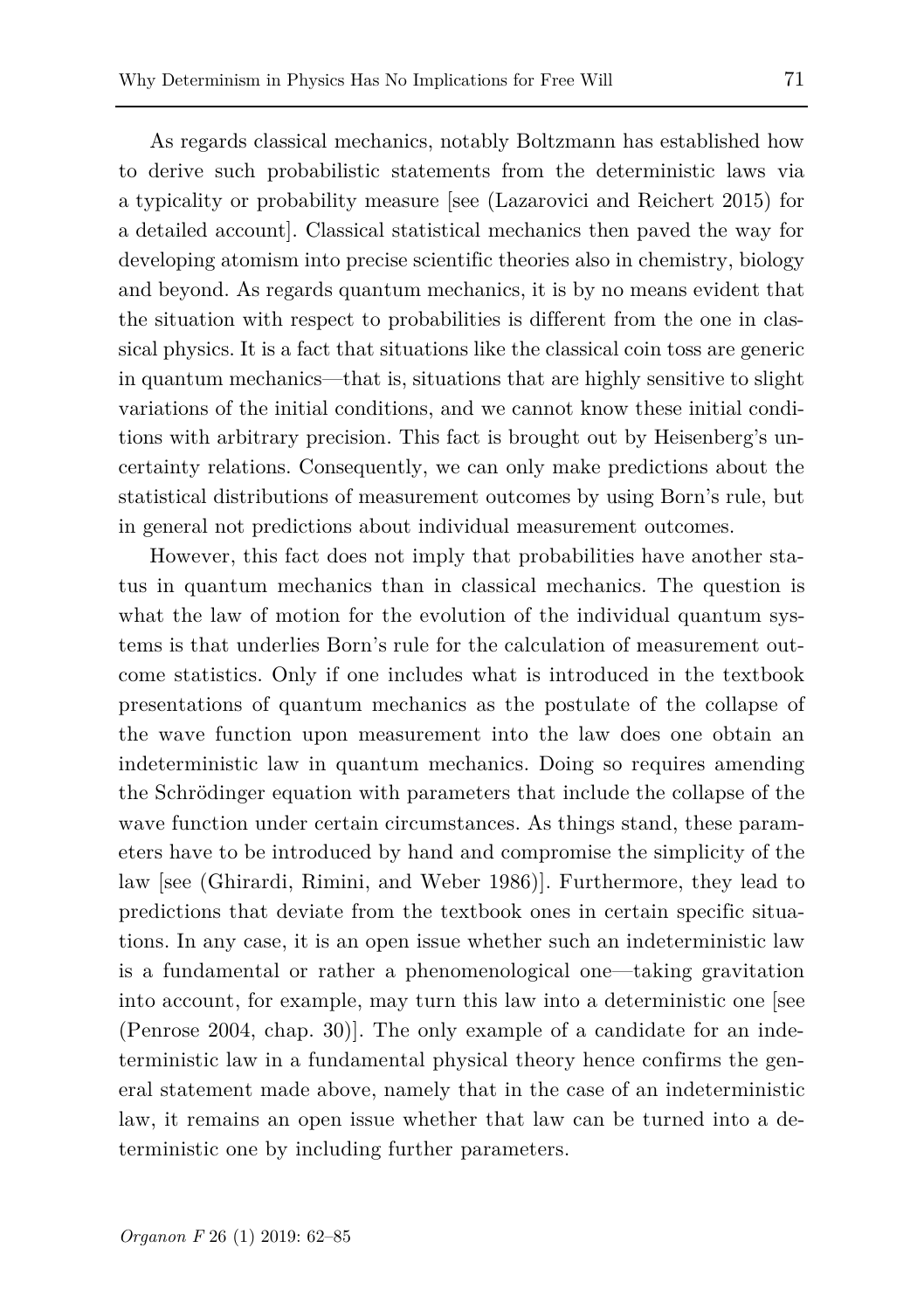As regards classical mechanics, notably Boltzmann has established how to derive such probabilistic statements from the deterministic laws via a typicality or probability measure [see (Lazarovici and Reichert 2015) for a detailed account]. Classical statistical mechanics then paved the way for developing atomism into precise scientific theories also in chemistry, biology and beyond. As regards quantum mechanics, it is by no means evident that the situation with respect to probabilities is different from the one in classical physics. It is a fact that situations like the classical coin toss are generic in quantum mechanics—that is, situations that are highly sensitive to slight variations of the initial conditions, and we cannot know these initial conditions with arbitrary precision. This fact is brought out by Heisenberg's uncertainty relations. Consequently, we can only make predictions about the statistical distributions of measurement outcomes by using Born's rule, but in general not predictions about individual measurement outcomes.

However, this fact does not imply that probabilities have another status in quantum mechanics than in classical mechanics. The question is what the law of motion for the evolution of the individual quantum systems is that underlies Born's rule for the calculation of measurement outcome statistics. Only if one includes what is introduced in the textbook presentations of quantum mechanics as the postulate of the collapse of the wave function upon measurement into the law does one obtain an indeterministic law in quantum mechanics. Doing so requires amending the Schrödinger equation with parameters that include the collapse of the wave function under certain circumstances. As things stand, these parameters have to be introduced by hand and compromise the simplicity of the law [see (Ghirardi, Rimini, and Weber 1986)]. Furthermore, they lead to predictions that deviate from the textbook ones in certain specific situations. In any case, it is an open issue whether such an indeterministic law is a fundamental or rather a phenomenological one—taking gravitation into account, for example, may turn this law into a deterministic one [see (Penrose 2004, chap. 30)]. The only example of a candidate for an indeterministic law in a fundamental physical theory hence confirms the general statement made above, namely that in the case of an indeterministic law, it remains an open issue whether that law can be turned into a deterministic one by including further parameters.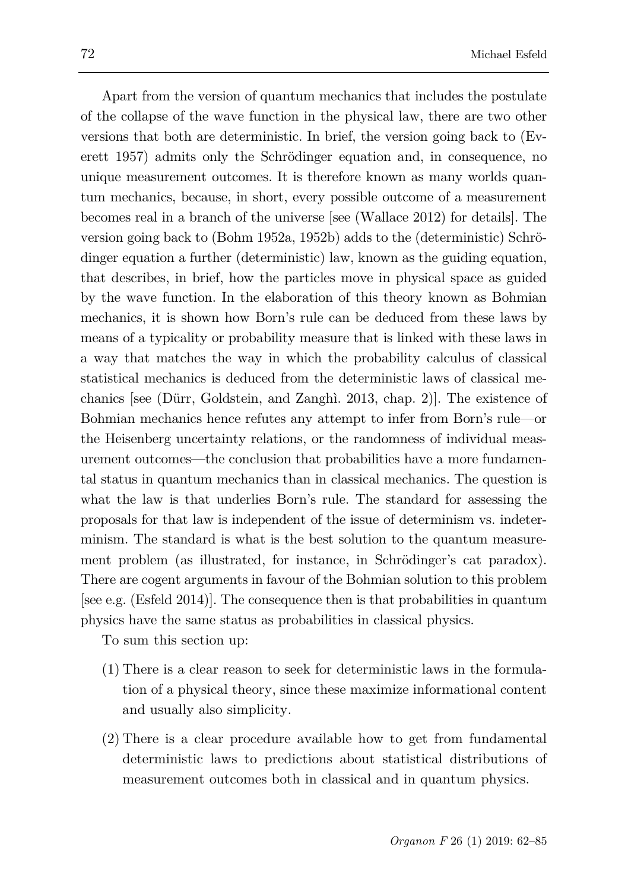Apart from the version of quantum mechanics that includes the postulate of the collapse of the wave function in the physical law, there are two other versions that both are deterministic. In brief, the version going back to (Everett 1957) admits only the Schrödinger equation and, in consequence, no unique measurement outcomes. It is therefore known as many worlds quantum mechanics, because, in short, every possible outcome of a measurement becomes real in a branch of the universe [see (Wallace 2012) for details]. The version going back to (Bohm 1952a, 1952b) adds to the (deterministic) Schrödinger equation a further (deterministic) law, known as the guiding equation, that describes, in brief, how the particles move in physical space as guided by the wave function. In the elaboration of this theory known as Bohmian mechanics, it is shown how Born's rule can be deduced from these laws by means of a typicality or probability measure that is linked with these laws in a way that matches the way in which the probability calculus of classical statistical mechanics is deduced from the deterministic laws of classical mechanics [see (Dürr, Goldstein, and Zanghì. 2013, chap. 2)]. The existence of Bohmian mechanics hence refutes any attempt to infer from Born's rule—or the Heisenberg uncertainty relations, or the randomness of individual measurement outcomes—the conclusion that probabilities have a more fundamental status in quantum mechanics than in classical mechanics. The question is what the law is that underlies Born's rule. The standard for assessing the proposals for that law is independent of the issue of determinism vs. indeterminism. The standard is what is the best solution to the quantum measurement problem (as illustrated, for instance, in Schrödinger's cat paradox). There are cogent arguments in favour of the Bohmian solution to this problem [see e.g. (Esfeld 2014)]. The consequence then is that probabilities in quantum physics have the same status as probabilities in classical physics.

To sum this section up:

(1) There is a clear reason to seek for deterministic laws in the formulation of a physical theory, since these maximize informational content and usually also simplicity.

(2) There is a clear procedure available how to get from fundamental deterministic laws to predictions about statistical distributions of measurement outcomes both in classical and in quantum physics.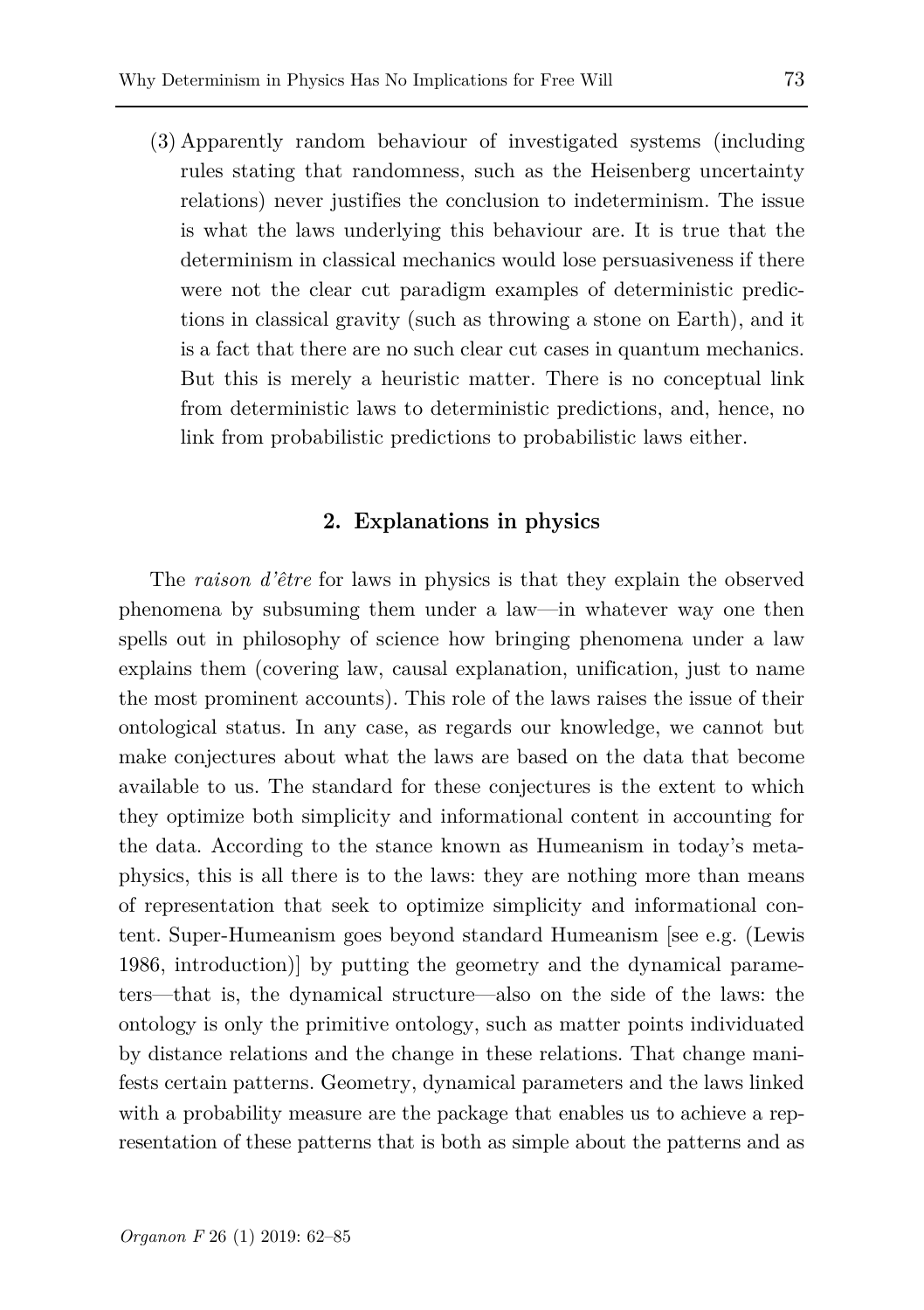(3) Apparently random behaviour of investigated systems (including rules stating that randomness, such as the Heisenberg uncertainty relations) never justifies the conclusion to indeterminism. The issue is what the laws underlying this behaviour are. It is true that the determinism in classical mechanics would lose persuasiveness if there were not the clear cut paradigm examples of deterministic predictions in classical gravity (such as throwing a stone on Earth), and it is a fact that there are no such clear cut cases in quantum mechanics. But this is merely a heuristic matter. There is no conceptual link from deterministic laws to deterministic predictions, and, hence, no link from probabilistic predictions to probabilistic laws either.

## 2. Explanations in physics

The *raison d'être* for laws in physics is that they explain the observed phenomena by subsuming them under a law—in whatever way one then spells out in philosophy of science how bringing phenomena under a law explains them (covering law, causal explanation, unification, just to name the most prominent accounts). This role of the laws raises the issue of their ontological status. In any case, as regards our knowledge, we cannot but make conjectures about what the laws are based on the data that become available to us. The standard for these conjectures is the extent to which they optimize both simplicity and informational content in accounting for the data. According to the stance known as Humeanism in today's metaphysics, this is all there is to the laws: they are nothing more than means of representation that seek to optimize simplicity and informational content. Super-Humeanism goes beyond standard Humeanism [see e.g. (Lewis 1986, introduction)] by putting the geometry and the dynamical parameters—that is, the dynamical structure—also on the side of the laws: the ontology is only the primitive ontology, such as matter points individuated by distance relations and the change in these relations. That change manifests certain patterns. Geometry, dynamical parameters and the laws linked with a probability measure are the package that enables us to achieve a representation of these patterns that is both as simple about the patterns and as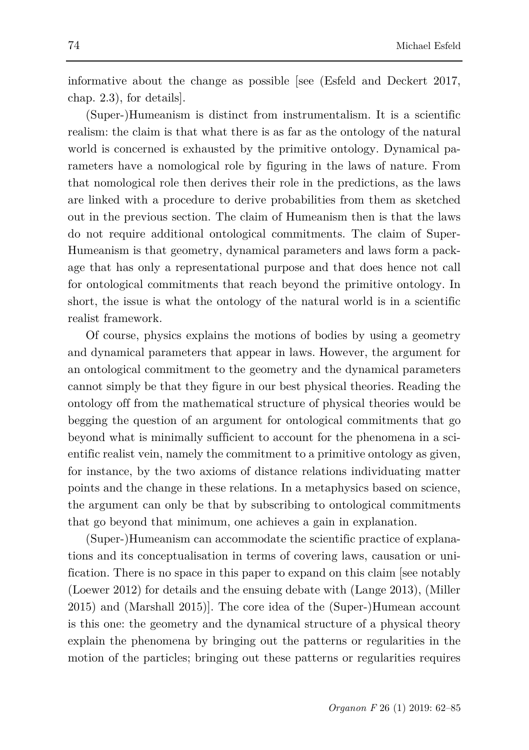informative about the change as possible [see (Esfeld and Deckert 2017, chap. 2.3), for details].

(Super-)Humeanism is distinct from instrumentalism. It is a scientific realism: the claim is that what there is as far as the ontology of the natural world is concerned is exhausted by the primitive ontology. Dynamical parameters have a nomological role by figuring in the laws of nature. From that nomological role then derives their role in the predictions, as the laws are linked with a procedure to derive probabilities from them as sketched out in the previous section. The claim of Humeanism then is that the laws do not require additional ontological commitments. The claim of Super-Humeanism is that geometry, dynamical parameters and laws form a package that has only a representational purpose and that does hence not call for ontological commitments that reach beyond the primitive ontology. In short, the issue is what the ontology of the natural world is in a scientific realist framework.

Of course, physics explains the motions of bodies by using a geometry and dynamical parameters that appear in laws. However, the argument for an ontological commitment to the geometry and the dynamical parameters cannot simply be that they figure in our best physical theories. Reading the ontology off from the mathematical structure of physical theories would be begging the question of an argument for ontological commitments that go beyond what is minimally sufficient to account for the phenomena in a scientific realist vein, namely the commitment to a primitive ontology as given, for instance, by the two axioms of distance relations individuating matter points and the change in these relations. In a metaphysics based on science, the argument can only be that by subscribing to ontological commitments that go beyond that minimum, one achieves a gain in explanation.

(Super-)Humeanism can accommodate the scientific practice of explanations and its conceptualisation in terms of covering laws, causation or unification. There is no space in this paper to expand on this claim [see notably (Loewer 2012) for details and the ensuing debate with (Lange 2013), (Miller 2015) and (Marshall 2015)]. The core idea of the (Super-)Humean account is this one: the geometry and the dynamical structure of a physical theory explain the phenomena by bringing out the patterns or regularities in the motion of the particles; bringing out these patterns or regularities requires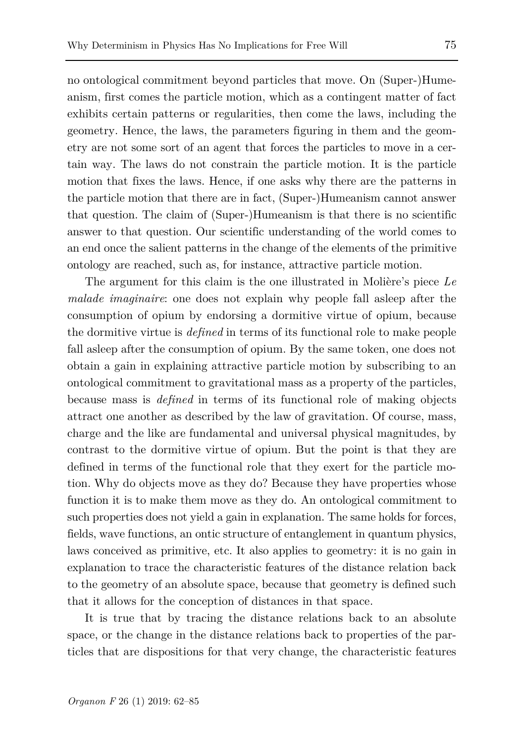no ontological commitment beyond particles that move. On (Super-)Humeanism, first comes the particle motion, which as a contingent matter of fact exhibits certain patterns or regularities, then come the laws, including the geometry. Hence, the laws, the parameters figuring in them and the geometry are not some sort of an agent that forces the particles to move in a certain way. The laws do not constrain the particle motion. It is the particle motion that fixes the laws. Hence, if one asks why there are the patterns in the particle motion that there are in fact, (Super-)Humeanism cannot answer that question. The claim of (Super-)Humeanism is that there is no scientific answer to that question. Our scientific understanding of the world comes to an end once the salient patterns in the change of the elements of the primitive ontology are reached, such as, for instance, attractive particle motion.

The argument for this claim is the one illustrated in Molière's piece *Le malade imaginaire*: one does not explain why people fall asleep after the consumption of opium by endorsing a dormitive virtue of opium, because the dormitive virtue is *defined* in terms of its functional role to make people fall asleep after the consumption of opium. By the same token, one does not obtain a gain in explaining attractive particle motion by subscribing to an ontological commitment to gravitational mass as a property of the particles, because mass is *defined* in terms of its functional role of making objects attract one another as described by the law of gravitation. Of course, mass, charge and the like are fundamental and universal physical magnitudes, by contrast to the dormitive virtue of opium. But the point is that they are defined in terms of the functional role that they exert for the particle motion. Why do objects move as they do? Because they have properties whose function it is to make them move as they do. An ontological commitment to such properties does not yield a gain in explanation. The same holds for forces, fields, wave functions, an ontic structure of entanglement in quantum physics, laws conceived as primitive, etc. It also applies to geometry: it is no gain in explanation to trace the characteristic features of the distance relation back to the geometry of an absolute space, because that geometry is defined such that it allows for the conception of distances in that space.

It is true that by tracing the distance relations back to an absolute space, or the change in the distance relations back to properties of the particles that are dispositions for that very change, the characteristic features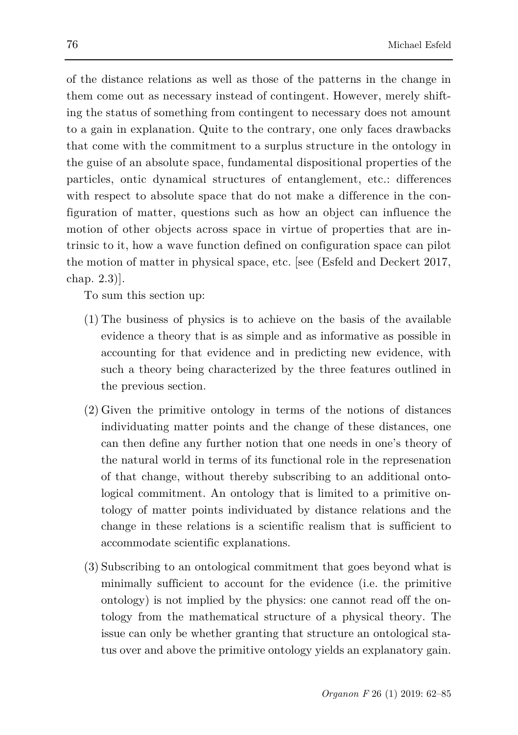of the distance relations as well as those of the patterns in the change in them come out as necessary instead of contingent. However, merely shifting the status of something from contingent to necessary does not amount to a gain in explanation. Quite to the contrary, one only faces drawbacks that come with the commitment to a surplus structure in the ontology in the guise of an absolute space, fundamental dispositional properties of the particles, ontic dynamical structures of entanglement, etc.: differences with respect to absolute space that do not make a difference in the configuration of matter, questions such as how an object can influence the motion of other objects across space in virtue of properties that are intrinsic to it, how a wave function defined on configuration space can pilot the motion of matter in physical space, etc. [see (Esfeld and Deckert 2017, chap. 2.3)].

To sum this section up:

(1) The business of physics is to achieve on the basis of the available evidence a theory that is as simple and as informative as possible in accounting for that evidence and in predicting new evidence, with such a theory being characterized by the three features outlined in the previous section.

(2) Given the primitive ontology in terms of the notions of distances individuating matter points and the change of these distances, one can then define any further notion that one needs in one's theory of the natural world in terms of its functional role in the represenation of that change, without thereby subscribing to an additional ontological commitment. An ontology that is limited to a primitive ontology of matter points individuated by distance relations and the change in these relations is a scientific realism that is sufficient to accommodate scientific explanations.

(3) Subscribing to an ontological commitment that goes beyond what is minimally sufficient to account for the evidence (i.e. the primitive ontology) is not implied by the physics: one cannot read off the ontology from the mathematical structure of a physical theory. The issue can only be whether granting that structure an ontological status over and above the primitive ontology yields an explanatory gain.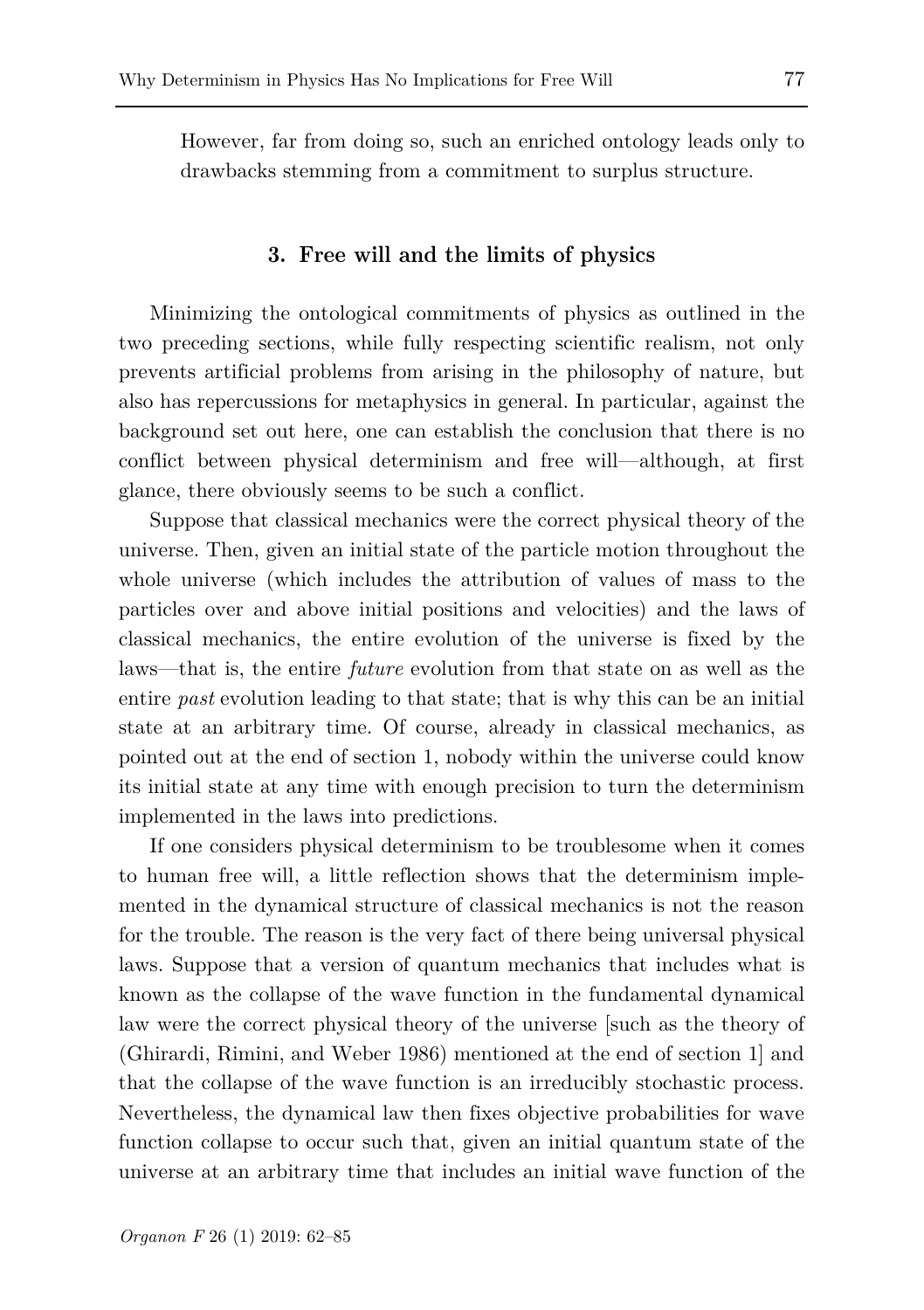However, far from doing so, such an enriched ontology leads only to drawbacks stemming from a commitment to surplus structure.

## 3. Free will and the limits of physics

Minimizing the ontological commitments of physics as outlined in the two preceding sections, while fully respecting scientific realism, not only prevents artificial problems from arising in the philosophy of nature, but also has repercussions for metaphysics in general. In particular, against the background set out here, one can establish the conclusion that there is no conflict between physical determinism and free will—although, at first glance, there obviously seems to be such a conflict.

Suppose that classical mechanics were the correct physical theory of the universe. Then, given an initial state of the particle motion throughout the whole universe (which includes the attribution of values of mass to the particles over and above initial positions and velocities) and the laws of classical mechanics, the entire evolution of the universe is fixed by the laws—that is, the entire *future* evolution from that state on as well as the entire *past* evolution leading to that state; that is why this can be an initial state at an arbitrary time. Of course, already in classical mechanics, as pointed out at the end of section 1, nobody within the universe could know its initial state at any time with enough precision to turn the determinism implemented in the laws into predictions.

If one considers physical determinism to be troublesome when it comes to human free will, a little reflection shows that the determinism implemented in the dynamical structure of classical mechanics is not the reason for the trouble. The reason is the very fact of there being universal physical laws. Suppose that a version of quantum mechanics that includes what is known as the collapse of the wave function in the fundamental dynamical law were the correct physical theory of the universe [such as the theory of (Ghirardi, Rimini, and Weber 1986) mentioned at the end of section 1] and that the collapse of the wave function is an irreducibly stochastic process. Nevertheless, the dynamical law then fixes objective probabilities for wave function collapse to occur such that, given an initial quantum state of the universe at an arbitrary time that includes an initial wave function of the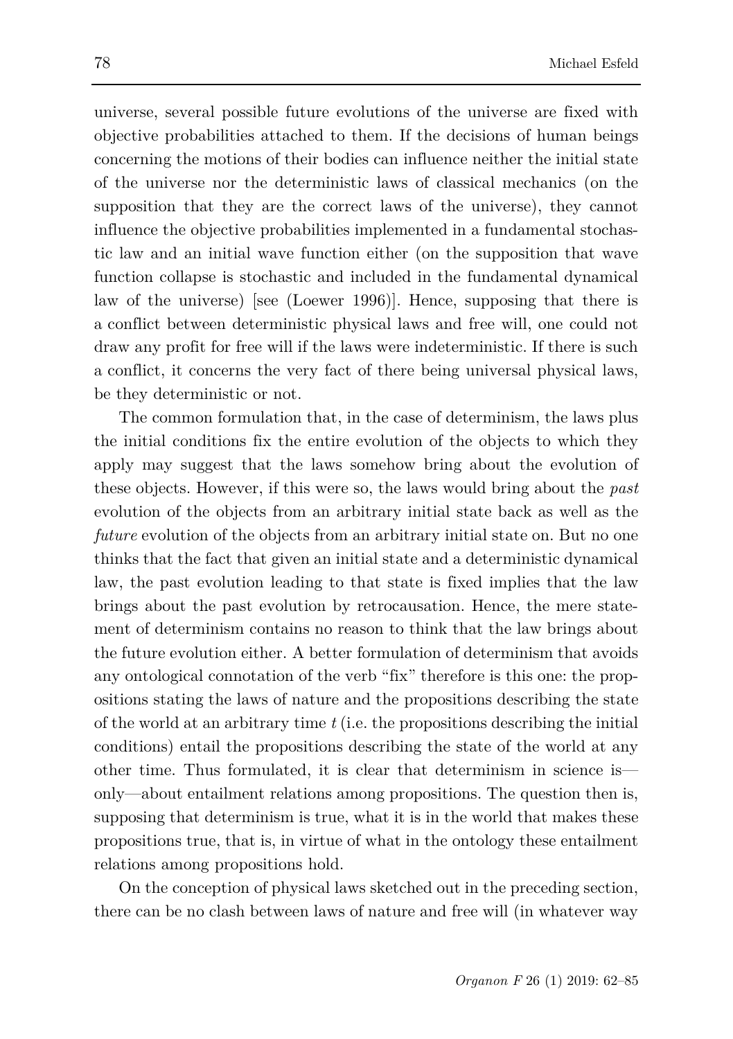universe, several possible future evolutions of the universe are fixed with objective probabilities attached to them. If the decisions of human beings concerning the motions of their bodies can influence neither the initial state of the universe nor the deterministic laws of classical mechanics (on the supposition that they are the correct laws of the universe), they cannot influence the objective probabilities implemented in a fundamental stochastic law and an initial wave function either (on the supposition that wave function collapse is stochastic and included in the fundamental dynamical law of the universe) [see (Loewer 1996)]. Hence, supposing that there is a conflict between deterministic physical laws and free will, one could not draw any profit for free will if the laws were indeterministic. If there is such a conflict, it concerns the very fact of there being universal physical laws, be they deterministic or not.

The common formulation that, in the case of determinism, the laws plus the initial conditions fix the entire evolution of the objects to which they apply may suggest that the laws somehow bring about the evolution of these objects. However, if this were so, the laws would bring about the *past* evolution of the objects from an arbitrary initial state back as well as the *future* evolution of the objects from an arbitrary initial state on. But no one thinks that the fact that given an initial state and a deterministic dynamical law, the past evolution leading to that state is fixed implies that the law brings about the past evolution by retrocausation. Hence, the mere statement of determinism contains no reason to think that the law brings about the future evolution either. A better formulation of determinism that avoids any ontological connotation of the verb "fix" therefore is this one: the propositions stating the laws of nature and the propositions describing the state of the world at an arbitrary time $t$ (i.e. the propositions describing the initial conditions) entail the propositions describing the state of the world at any other time. Thus formulated, it is clear that determinism in science is—only—about entailment relations among propositions. The question then is, supposing that determinism is true, what it is in the world that makes these propositions true, that is, in virtue of what in the ontology these entailment relations among propositions hold.

On the conception of physical laws sketched out in the preceding section, there can be no clash between laws of nature and free will (in whatever way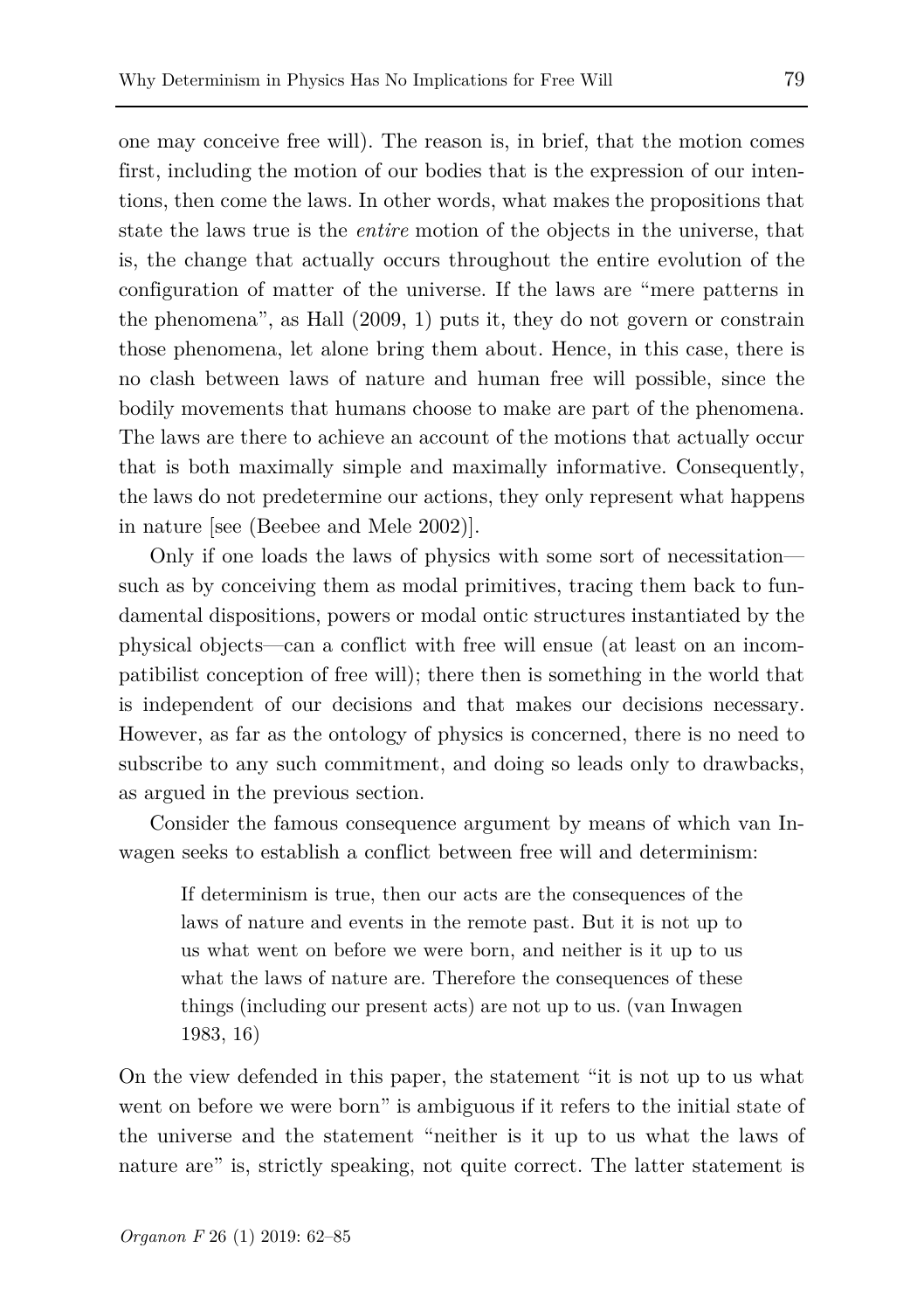one may conceive free will). The reason is, in brief, that the motion comes first, including the motion of our bodies that is the expression of our intentions, then come the laws. In other words, what makes the propositions that state the laws true is the *entire* motion of the objects in the universe, that is, the change that actually occurs throughout the entire evolution of the configuration of matter of the universe. If the laws are "mere patterns in the phenomena", as Hall (2009, 1) puts it, they do not govern or constrain those phenomena, let alone bring them about. Hence, in this case, there is no clash between laws of nature and human free will possible, since the bodily movements that humans choose to make are part of the phenomena. The laws are there to achieve an account of the motions that actually occur that is both maximally simple and maximally informative. Consequently, the laws do not predetermine our actions, they only represent what happens in nature [see (Beebee and Mele 2002)].

Only if one loads the laws of physics with some sort of necessitation—such as by conceiving them as modal primitives, tracing them back to fundamental dispositions, powers or modal ontic structures instantiated by the physical objects—can a conflict with free will ensue (at least on an incompatibilist conception of free will); there then is something in the world that is independent of our decisions and that makes our decisions necessary. However, as far as the ontology of physics is concerned, there is no need to subscribe to any such commitment, and doing so leads only to drawbacks, as argued in the previous section.

Consider the famous consequence argument by means of which van Inwagen seeks to establish a conflict between free will and determinism:

> If determinism is true, then our acts are the consequences of the laws of nature and events in the remote past. But it is not up to us what went on before we were born, and neither is it up to us what the laws of nature are. Therefore the consequences of these things (including our present acts) are not up to us. (van Inwagen 1983, 16)

On the view defended in this paper, the statement "it is not up to us what went on before we were born" is ambiguous if it refers to the initial state of the universe and the statement "neither is it up to us what the laws of nature are" is, strictly speaking, not quite correct. The latter statement is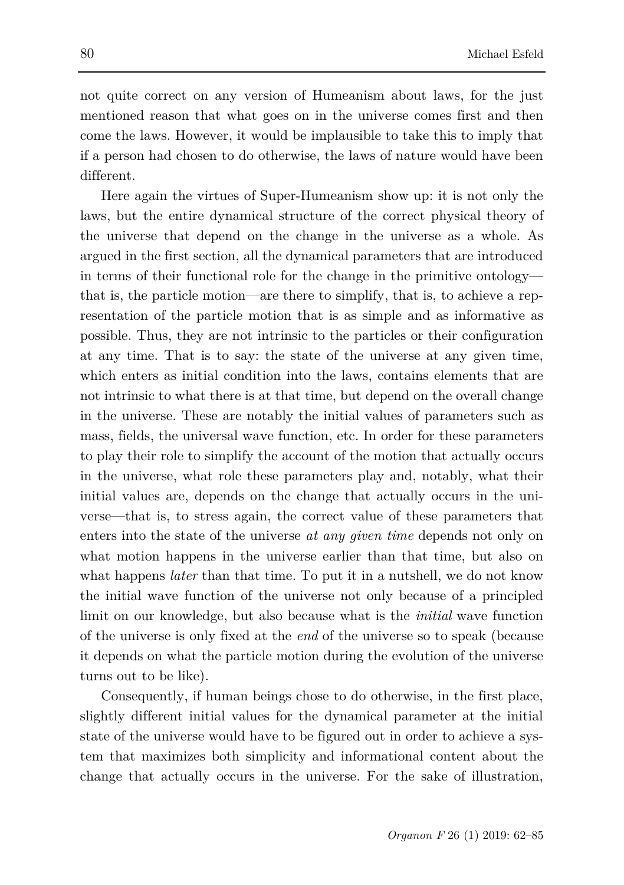not quite correct on any version of Humeanism about laws, for the just mentioned reason that what goes on in the universe comes first and then come the laws. However, it would be implausible to take this to imply that if a person had chosen to do otherwise, the laws of nature would have been different.

Here again the virtues of Super-Humeanism show up: it is not only the laws, but the entire dynamical structure of the correct physical theory of the universe that depend on the change in the universe as a whole. As argued in the first section, all the dynamical parameters that are introduced in terms of their functional role for the change in the primitive ontology—that is, the particle motion—are there to simplify, that is, to achieve a representation of the particle motion that is as simple and as informative as possible. Thus, they are not intrinsic to the particles or their configuration at any time. That is to say: the state of the universe at any given time, which enters as initial condition into the laws, contains elements that are not intrinsic to what there is at that time, but depend on the overall change in the universe. These are notably the initial values of parameters such as mass, fields, the universal wave function, etc. In order for these parameters to play their role to simplify the account of the motion that actually occurs in the universe, what role these parameters play and, notably, what their initial values are, depends on the change that actually occurs in the universe—that is, to stress again, the correct value of these parameters that enters into the state of the universe *at any given time* depends not only on what motion happens in the universe earlier than that time, but also on what happens *later* than that time. To put it in a nutshell, we do not know the initial wave function of the universe not only because of a principled limit on our knowledge, but also because what is the *initial* wave function of the universe is only fixed at the *end* of the universe so to speak (because it depends on what the particle motion during the evolution of the universe turns out to be like).

Consequently, if human beings chose to do otherwise, in the first place, slightly different initial values for the dynamical parameter at the initial state of the universe would have to be figured out in order to achieve a system that maximizes both simplicity and informational content about the change that actually occurs in the universe. For the sake of illustration,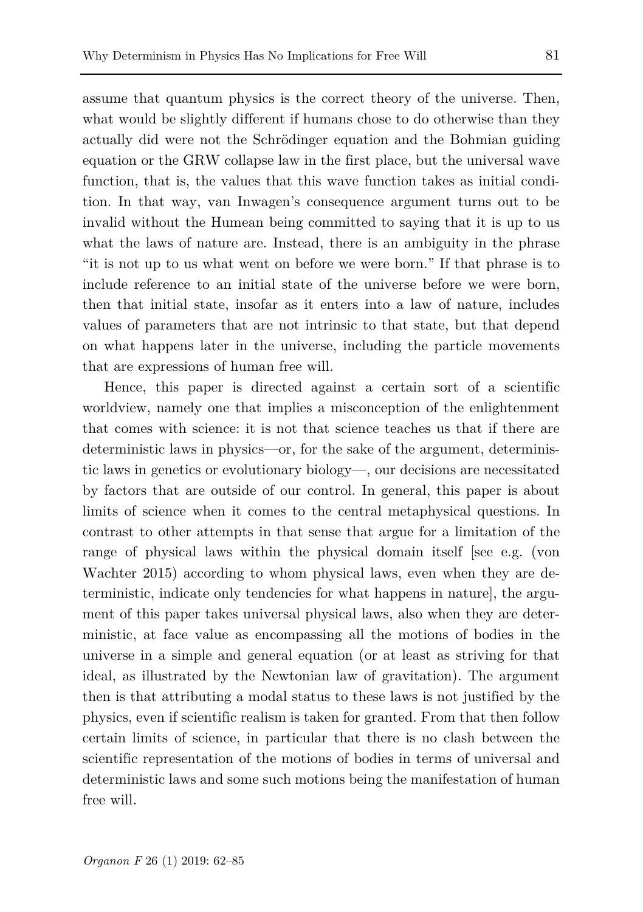assume that quantum physics is the correct theory of the universe. Then, what would be slightly different if humans chose to do otherwise than they actually did were not the Schrödinger equation and the Bohmian guiding equation or the GRW collapse law in the first place, but the universal wave function, that is, the values that this wave function takes as initial condition. In that way, van Inwagen's consequence argument turns out to be invalid without the Humean being committed to saying that it is up to us what the laws of nature are. Instead, there is an ambiguity in the phrase "it is not up to us what went on before we were born." If that phrase is to include reference to an initial state of the universe before we were born, then that initial state, insofar as it enters into a law of nature, includes values of parameters that are not intrinsic to that state, but that depend on what happens later in the universe, including the particle movements that are expressions of human free will.

Hence, this paper is directed against a certain sort of a scientific worldview, namely one that implies a misconception of the enlightenment that comes with science: it is not that science teaches us that if there are deterministic laws in physics—or, for the sake of the argument, deterministic laws in genetics or evolutionary biology—, our decisions are necessitated by factors that are outside of our control. In general, this paper is about limits of science when it comes to the central metaphysical questions. In contrast to other attempts in that sense that argue for a limitation of the range of physical laws within the physical domain itself [see e.g. (von Wachter 2015) according to whom physical laws, even when they are deterministic, indicate only tendencies for what happens in nature], the argument of this paper takes universal physical laws, also when they are deterministic, at face value as encompassing all the motions of bodies in the universe in a simple and general equation (or at least as striving for that ideal, as illustrated by the Newtonian law of gravitation). The argument then is that attributing a modal status to these laws is not justified by the physics, even if scientific realism is taken for granted. From that then follow certain limits of science, in particular that there is no clash between the scientific representation of the motions of bodies in terms of universal and deterministic laws and some such motions being the manifestation of human free will.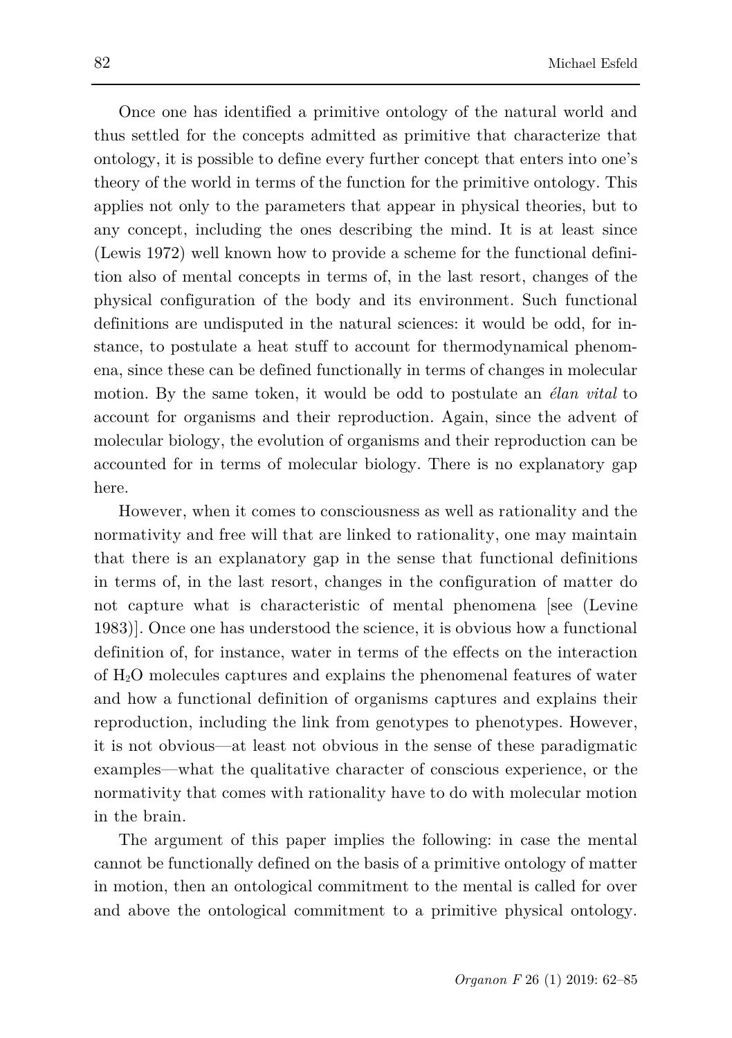Once one has identified a primitive ontology of the natural world and thus settled for the concepts admitted as primitive that characterize that ontology, it is possible to define every further concept that enters into one's theory of the world in terms of the function for the primitive ontology. This applies not only to the parameters that appear in physical theories, but to any concept, including the ones describing the mind. It is at least since (Lewis 1972) well known how to provide a scheme for the functional definition also of mental concepts in terms of, in the last resort, changes of the physical configuration of the body and its environment. Such functional definitions are undisputed in the natural sciences: it would be odd, for instance, to postulate a heat stuff to account for thermodynamical phenomena, since these can be defined functionally in terms of changes in molecular motion. By the same token, it would be odd to postulate an *élan vital* to account for organisms and their reproduction. Again, since the advent of molecular biology, the evolution of organisms and their reproduction can be accounted for in terms of molecular biology. There is no explanatory gap here.

However, when it comes to consciousness as well as rationality and the normativity and free will that are linked to rationality, one may maintain that there is an explanatory gap in the sense that functional definitions in terms of, in the last resort, changes in the configuration of matter do not capture what is characteristic of mental phenomena [see (Levine 1983)]. Once one has understood the science, it is obvious how a functional definition of, for instance, water in terms of the effects on the interaction of $H_2O$ molecules captures and explains the phenomenal features of water and how a functional definition of organisms captures and explains their reproduction, including the link from genotypes to phenotypes. However, it is not obvious—at least not obvious in the sense of these paradigmatic examples—what the qualitative character of conscious experience, or the normativity that comes with rationality have to do with molecular motion in the brain.

The argument of this paper implies the following: in case the mental cannot be functionally defined on the basis of a primitive ontology of matter in motion, then an ontological commitment to the mental is called for over and above the ontological commitment to a primitive physical ontology.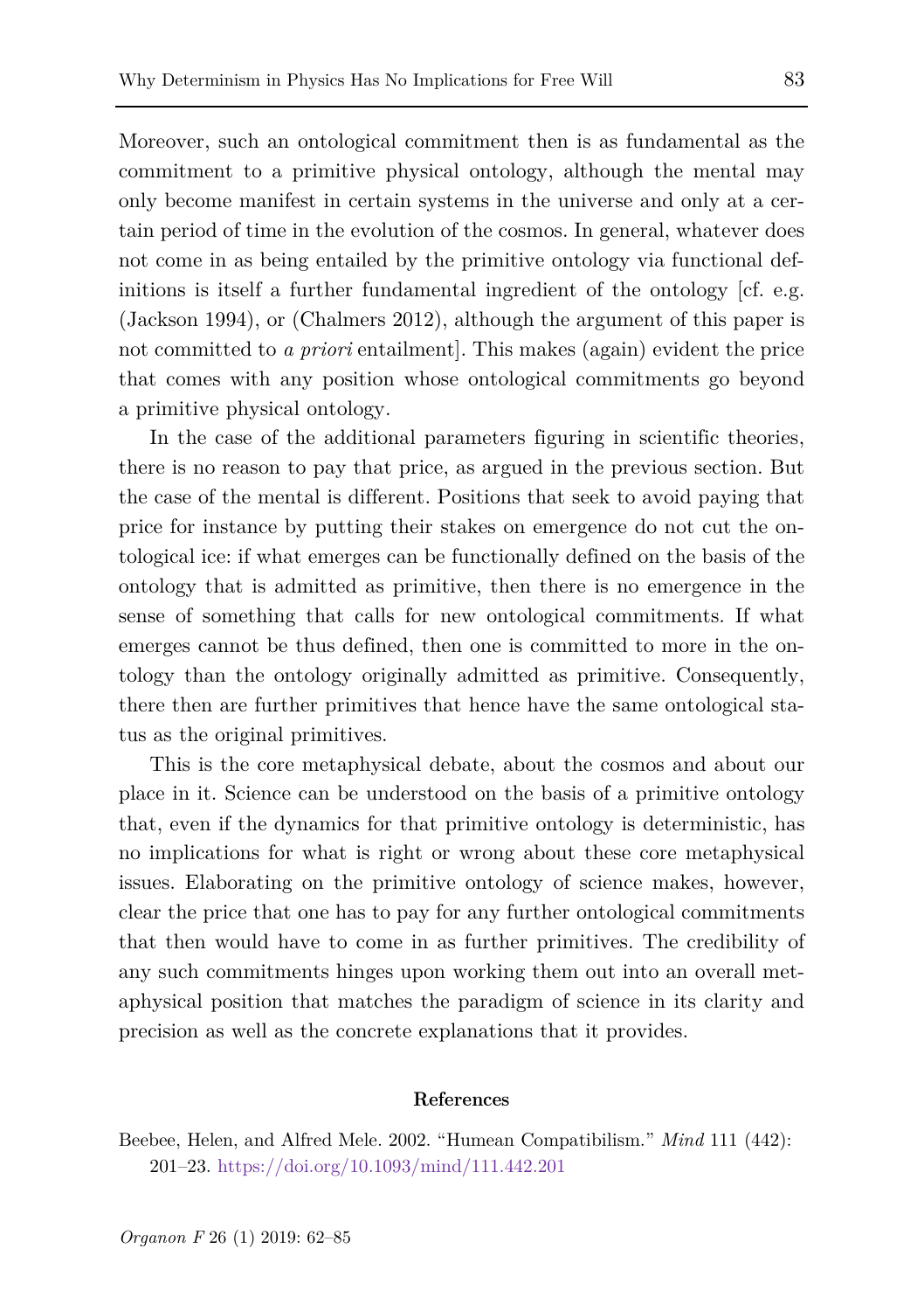Moreover, such an ontological commitment then is as fundamental as the commitment to a primitive physical ontology, although the mental may only become manifest in certain systems in the universe and only at a certain period of time in the evolution of the cosmos. In general, whatever does not come in as being entailed by the primitive ontology via functional definitions is itself a further fundamental ingredient of the ontology [cf. e.g. (Jackson 1994), or (Chalmers 2012), although the argument of this paper is not committed to *a priori* entailment]. This makes (again) evident the price that comes with any position whose ontological commitments go beyond a primitive physical ontology.

In the case of the additional parameters figuring in scientific theories, there is no reason to pay that price, as argued in the previous section. But the case of the mental is different. Positions that seek to avoid paying that price for instance by putting their stakes on emergence do not cut the ontological ice: if what emerges can be functionally defined on the basis of the ontology that is admitted as primitive, then there is no emergence in the sense of something that calls for new ontological commitments. If what emerges cannot be thus defined, then one is committed to more in the ontology than the ontology originally admitted as primitive. Consequently, there then are further primitives that hence have the same ontological status as the original primitives.

This is the core metaphysical debate, about the cosmos and about our place in it. Science can be understood on the basis of a primitive ontology that, even if the dynamics for that primitive ontology is deterministic, has no implications for what is right or wrong about these core metaphysical issues. Elaborating on the primitive ontology of science makes, however, clear the price that one has to pay for any further ontological commitments that then would have to come in as further primitives. The credibility of any such commitments hinges upon working them out into an overall metaphysical position that matches the paradigm of science in its clarity and precision as well as the concrete explanations that it provides.

## References

Beebee, Helen, and Alfred Mele. 2002. "Humean Compatibilism." *Mind* 111 (442): 201–23. https://doi.org/10.1093/mind/111.442.201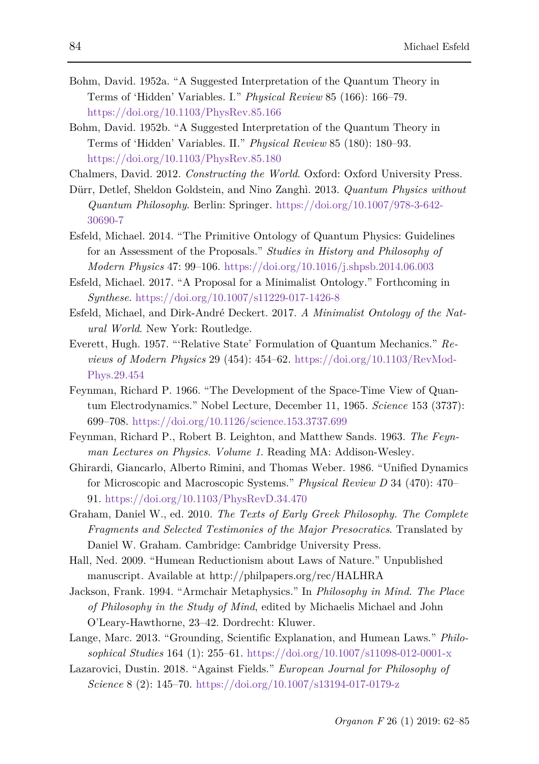Bohm, David. 1952a. "A Suggested Interpretation of the Quantum Theory in Terms of 'Hidden' Variables. I." *Physical Review* 85 (166): 166–79. https://doi.org/10.1103/PhysRev.85.166

Bohm, David. 1952b. "A Suggested Interpretation of the Quantum Theory in Terms of 'Hidden' Variables. II." *Physical Review* 85 (180): 180–93. https://doi.org/10.1103/PhysRev.85.180

Chalmers, David. 2012. *Constructing the World*. Oxford: Oxford University Press.

Dürr, Detlef, Sheldon Goldstein, and Nino Zanghì. 2013. *Quantum Physics without Quantum Philosophy*. Berlin: Springer. https://doi.org/10.1007/978-3-642-30690-7

Esfeld, Michael. 2014. "The Primitive Ontology of Quantum Physics: Guidelines for an Assessment of the Proposals." *Studies in History and Philosophy of Modern Physics* 47: 99–106. https://doi.org/10.1016/j.shpsb.2014.06.003

Esfeld, Michael. 2017. "A Proposal for a Minimalist Ontology." Forthcoming in *Synthese*. https://doi.org/10.1007/s11229-017-1426-8

Esfeld, Michael, and Dirk-André Deckert. 2017. *A Minimalist Ontology of the Natural World*. New York: Routledge.

Everett, Hugh. 1957. "'Relative State' Formulation of Quantum Mechanics." *Reviews of Modern Physics* 29 (454): 454–62. https://doi.org/10.1103/RevModPhys.29.454

Feynman, Richard P. 1966. "The Development of the Space-Time View of Quantum Electrodynamics." Nobel Lecture, December 11, 1965. *Science* 153 (3737): 699–708. https://doi.org/10.1126/science.153.3737.699

Feynman, Richard P., Robert B. Leighton, and Matthew Sands. 1963. *The Feynman Lectures on Physics. Volume 1*. Reading MA: Addison-Wesley.

Ghirardi, Giancarlo, Alberto Rimini, and Thomas Weber. 1986. "Unified Dynamics for Microscopic and Macroscopic Systems." *Physical Review D* 34 (470): 470–91. https://doi.org/10.1103/PhysRevD.34.470

Graham, Daniel W., ed. 2010. *The Texts of Early Greek Philosophy. The Complete Fragments and Selected Testimonies of the Major Presocratics*. Translated by Daniel W. Graham. Cambridge: Cambridge University Press.

Hall, Ned. 2009. "Humean Reductionism about Laws of Nature." Unpublished manuscript. Available at http://philpapers.org/rec/HALHRA

Jackson, Frank. 1994. "Armchair Metaphysics." In *Philosophy in Mind. The Place of Philosophy in the Study of Mind*, edited by Michaelis Michael and John O'Leary-Hawthorne, 23–42. Dordrecht: Kluwer.

Lange, Marc. 2013. "Grounding, Scientific Explanation, and Humean Laws." *Philosophical Studies* 164 (1): 255–61. https://doi.org/10.1007/s11098-012-0001-x

Lazarovici, Dustin. 2018. "Against Fields." *European Journal for Philosophy of Science* 8 (2): 145–70. https://doi.org/10.1007/s13194-017-0179-z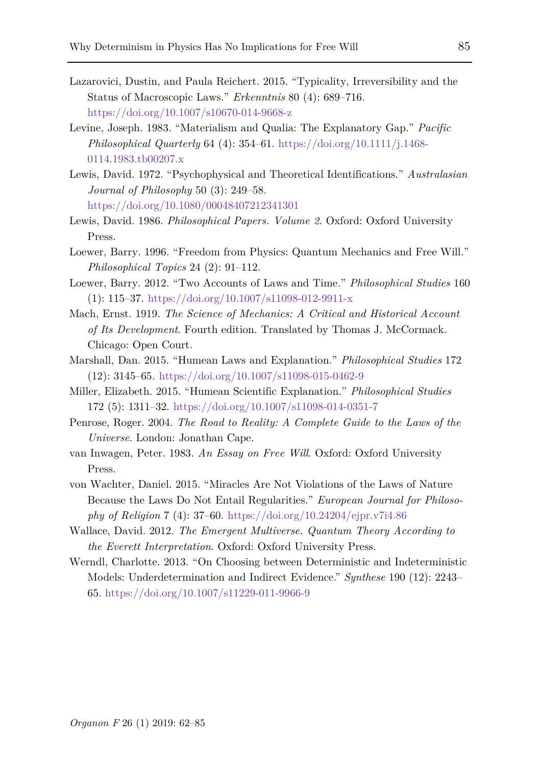Lazarovici, Dustin, and Paula Reichert. 2015. "Typicality, Irreversibility and the Status of Macroscopic Laws." *Erkenntnis* 80 (4): 689–716. https://doi.org/10.1007/s10670-014-9668-z

Levine, Joseph. 1983. "Materialism and Qualia: The Explanatory Gap." *Pacific Philosophical Quarterly* 64 (4): 354–61. https://doi.org/10.1111/j.1468-0114.1983.tb00207.x

Lewis, David. 1972. "Psychophysical and Theoretical Identifications." *Australasian Journal of Philosophy* 50 (3): 249–58. https://doi.org/10.1080/00048407212341301

Lewis, David. 1986. *Philosophical Papers. Volume 2*. Oxford: Oxford University Press.

Loewer, Barry. 1996. "Freedom from Physics: Quantum Mechanics and Free Will." *Philosophical Topics* 24 (2): 91–112.

Loewer, Barry. 2012. "Two Accounts of Laws and Time." *Philosophical Studies* 160 (1): 115–37. https://doi.org/10.1007/s11098-012-9911-x

Mach, Ernst. 1919. *The Science of Mechanics: A Critical and Historical Account of Its Development*. Fourth edition. Translated by Thomas J. McCormack. Chicago: Open Court.

Marshall, Dan. 2015. "Humean Laws and Explanation." *Philosophical Studies* 172 (12): 3145–65. https://doi.org/10.1007/s11098-015-0462-9

Miller, Elizabeth. 2015. "Humean Scientific Explanation." *Philosophical Studies* 172 (5): 1311–32. https://doi.org/10.1007/s11098-014-0351-7

Penrose, Roger. 2004. *The Road to Reality: A Complete Guide to the Laws of the Universe*. London: Jonathan Cape.

van Inwagen, Peter. 1983. *An Essay on Free Will*. Oxford: Oxford University Press.

von Wachter, Daniel. 2015. "Miracles Are Not Violations of the Laws of Nature Because the Laws Do Not Entail Regularities." *European Journal for Philosophy of Religion* 7 (4): 37–60. https://doi.org/10.24204/ejpr.v7i4.86

Wallace, David. 2012. *The Emergent Multiverse. Quantum Theory According to the Everett Interpretation*. Oxford: Oxford University Press.

Werndl, Charlotte. 2013. "On Choosing between Deterministic and Indeterministic Models: Underdetermination and Indirect Evidence." *Synthese* 190 (12): 2243–65. https://doi.org/10.1007/s11229-011-9966-9